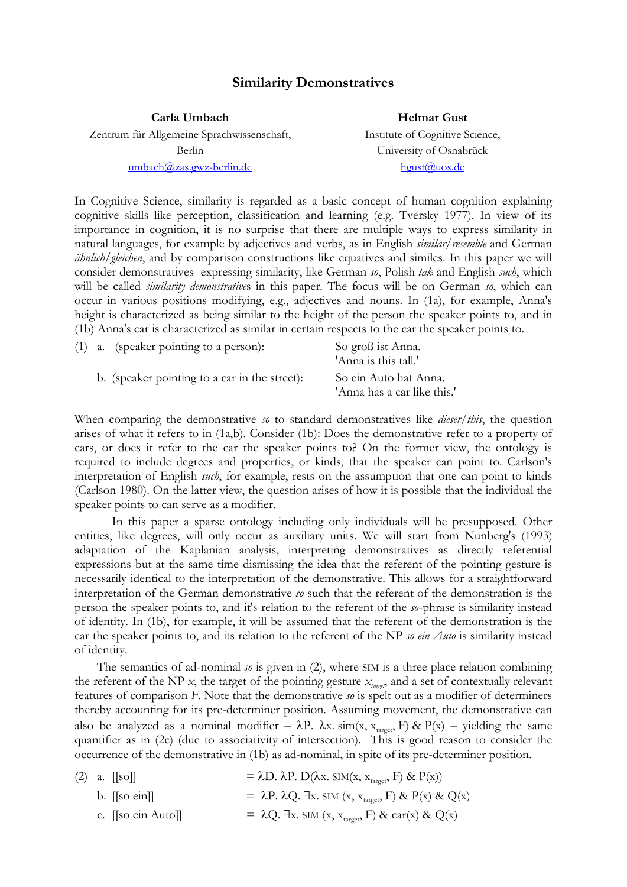# Similarity Demonstratives

**Carla Umbach**
Zentrum für Allgemeine Sprachwissenschaft, Berlin
umbach@zas.gwz-berlin.de

**Helmar Gust**
Institute of Cognitive Science, University of Osnabrück
hgust@uos.de

In Cognitive Science, similarity is regarded as a basic concept of human cognition explaining cognitive skills like perception, classification and learning (e.g. Tversky 1977). In view of its importance in cognition, it is no surprise that there are multiple ways to express similarity in natural languages, for example by adjectives and verbs, as in English *similar/resemble* and German *ähnlich/gleichen*, and by comparison constructions like equatives and similes. In this paper we will consider demonstratives expressing similarity, like German *so*, Polish *tak* and English *such*, which will be called *similarity demonstratives* in this paper. The focus will be on German *so*, which can occur in various positions modifying, e.g., adjectives and nouns. In (1a), for example, Anna's height is characterized as being similar to the height of the person the speaker points to, and in (1b) Anna's car is characterized as similar in certain respects to the car the speaker points to.

(1) a. (speaker pointing to a person): So groß ist Anna.
'Anna is this tall.'

b. (speaker pointing to a car in the street): So ein Auto hat Anna.
'Anna has a car like this.'

When comparing the demonstrative *so* to standard demonstratives like *dieser/this*, the question arises of what it refers to in (1a,b). Consider (1b): Does the demonstrative refer to a property of cars, or does it refer to the car the speaker points to? On the former view, the ontology is required to include degrees and properties, or kinds, that the speaker can point to. Carlson's interpretation of English *such*, for example, rests on the assumption that one can point to kinds (Carlson 1980). On the latter view, the question arises of how it is possible that the individual the speaker points to can serve as a modifier.

In this paper a sparse ontology including only individuals will be presupposed. Other entities, like degrees, will only occur as auxiliary units. We will start from Nunberg's (1993) adaptation of the Kaplanian analysis, interpreting demonstratives as directly referential expressions but at the same time dismissing the idea that the referent of the pointing gesture is necessarily identical to the interpretation of the demonstrative. This allows for a straightforward interpretation of the German demonstrative *so* such that the referent of the demonstration is the person the speaker points to, and it's relation to the referent of the *so*-phrase is similarity instead of identity. In (1b), for example, it will be assumed that the referent of the demonstration is the car the speaker points to, and its relation to the referent of the NP *so ein Auto* is similarity instead of identity.

The semantics of ad-nominal *so* is given in (2), where SIM is a three place relation combining the referent of the NP $x$, the target of the pointing gesture $x_{target}$, and a set of contextually relevant features of comparison $F$. Note that the demonstrative *so* is spelt out as a modifier of determiners thereby accounting for its pre-determiner position. Assuming movement, the demonstrative can also be analyzed as a nominal modifier – $\lambda P.\ \lambda x.\ \text{sim}(x, x_{target}, F)\ \&\ P(x)$ – yielding the same quantifier as in (2c) (due to associativity of intersection). This is good reason to consider the occurrence of the demonstrative in (1b) as ad-nominal, in spite of its pre-determiner position.

(2) a. [[so]] $= \lambda D.\ \lambda P.\ D(\lambda x.\ \text{SIM}(x, x_{target}, F)\ \&\ P(x))$

b. [[so ein]] $= \lambda P.\ \lambda Q.\ \exists x.\ \text{SIM}(x, x_{target}, F)\ \&\ P(x)\ \&\ Q(x)$

c. [[so ein Auto]] $= \lambda Q.\ \exists x.\ \text{SIM}(x, x_{target}, F)\ \&\ \text{car}(x)\ \&\ Q(x)$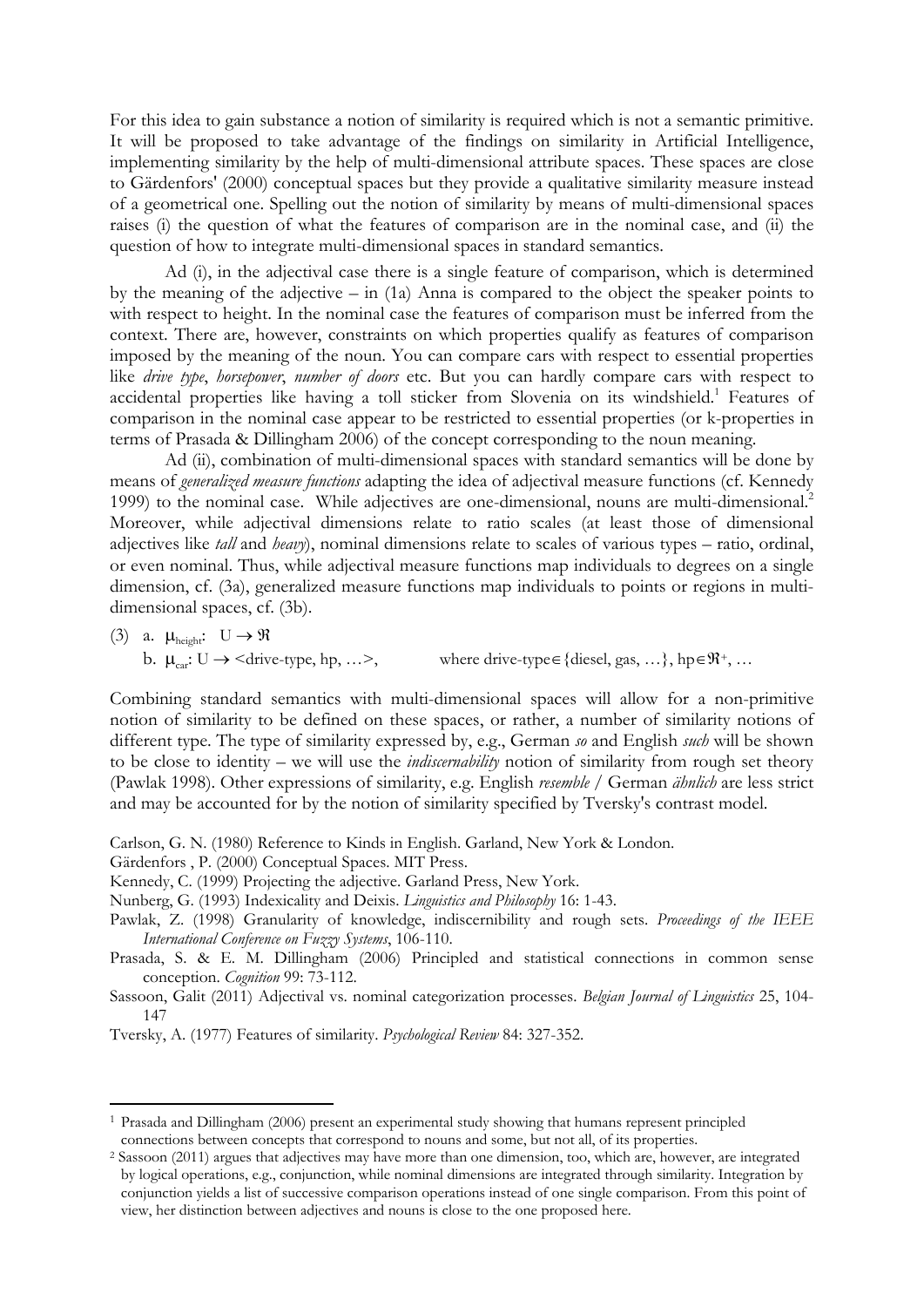For this idea to gain substance a notion of similarity is required which is not a semantic primitive. It will be proposed to take advantage of the findings on similarity in Artificial Intelligence, implementing similarity by the help of multi-dimensional attribute spaces. These spaces are close to Gärdenfors' (2000) conceptual spaces but they provide a qualitative similarity measure instead of a geometrical one. Spelling out the notion of similarity by means of multi-dimensional spaces raises (i) the question of what the features of comparison are in the nominal case, and (ii) the question of how to integrate multi-dimensional spaces in standard semantics.

Ad (i), in the adjectival case there is a single feature of comparison, which is determined by the meaning of the adjective – in (1a) Anna is compared to the object the speaker points to with respect to height. In the nominal case the features of comparison must be inferred from the context. There are, however, constraints on which properties qualify as features of comparison imposed by the meaning of the noun. You can compare cars with respect to essential properties like *drive type*, *horsepower*, *number of doors* etc. But you can hardly compare cars with respect to accidental properties like having a toll sticker from Slovenia on its windshield.[1] Features of comparison in the nominal case appear to be restricted to essential properties (or k-properties in terms of Prasada & Dillingham 2006) of the concept corresponding to the noun meaning.

Ad (ii), combination of multi-dimensional spaces with standard semantics will be done by means of *generalized measure functions* adapting the idea of adjectival measure functions (cf. Kennedy 1999) to the nominal case. While adjectives are one-dimensional, nouns are multi-dimensional.[2] Moreover, while adjectival dimensions relate to ratio scales (at least those of dimensional adjectives like *tall* and *heavy*), nominal dimensions relate to scales of various types – ratio, ordinal, or even nominal. Thus, while adjectival measure functions map individuals to degrees on a single dimension, cf. (3a), generalized measure functions map individuals to points or regions in multi-dimensional spaces, cf. (3b).

(3) a. $\mu_{height}$: $U \rightarrow \Re$

b. $\mu_{car}$: $U \rightarrow$ <drive-type, hp, …>, where drive-type$\in$\{diesel, gas, …\}, hp$\in\Re^{+}$, …

Combining standard semantics with multi-dimensional spaces will allow for a non-primitive notion of similarity to be defined on these spaces, or rather, a number of similarity notions of different type. The type of similarity expressed by, e.g., German *so* and English *such* will be shown to be close to identity – we will use the *indiscernability* notion of similarity from rough set theory (Pawlak 1998). Other expressions of similarity, e.g. English *resemble* / German *ähnlich* are less strict and may be accounted for by the notion of similarity specified by Tversky's contrast model.

Carlson, G. N. (1980) Reference to Kinds in English. Garland, New York & London.

Gärdenfors , P. (2000) Conceptual Spaces. MIT Press.

Kennedy, C. (1999) Projecting the adjective. Garland Press, New York.

Nunberg, G. (1993) Indexicality and Deixis. *Linguistics and Philosophy* 16: 1-43.

Pawlak, Z. (1998) Granularity of knowledge, indiscernibility and rough sets. *Proceedings of the IEEE International Conference on Fuzzy Systems*, 106-110.

Prasada, S. & E. M. Dillingham (2006) Principled and statistical connections in common sense conception. *Cognition* 99: 73-112.

Sassoon, Galit (2011) Adjectival vs. nominal categorization processes. *Belgian Journal of Linguistics* 25, 104-147

Tversky, A. (1977) Features of similarity. *Psychological Review* 84: 327-352.

[1] Prasada and Dillingham (2006) present an experimental study showing that humans represent principled connections between concepts that correspond to nouns and some, but not all, of its properties.

[2] Sassoon (2011) argues that adjectives may have more than one dimension, too, which are, however, are integrated by logical operations, e.g., conjunction, while nominal dimensions are integrated through similarity. Integration by conjunction yields a list of successive comparison operations instead of one single comparison. From this point of view, her distinction between adjectives and nouns is close to the one proposed here.